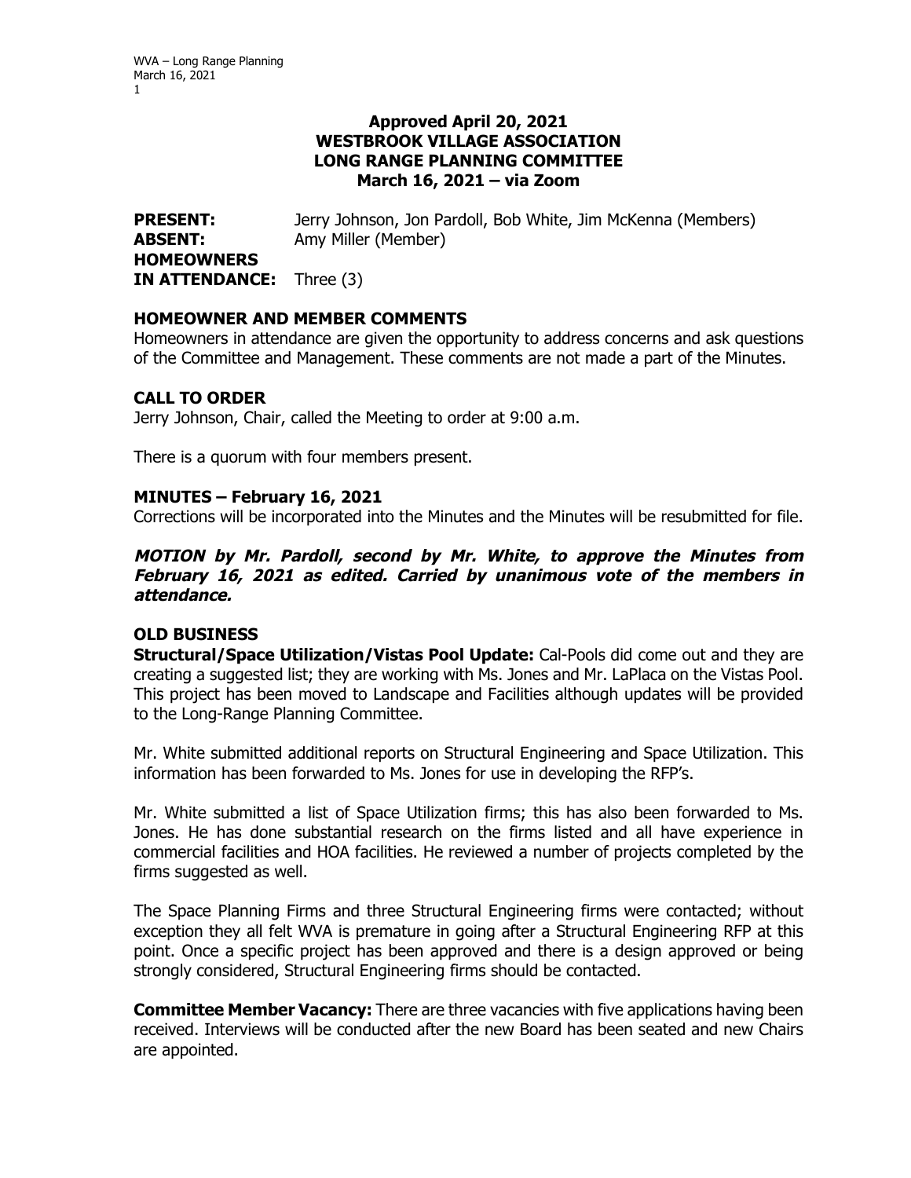**Approved April 20, 2021**
**WESTBROOK VILLAGE ASSOCIATION**
**LONG RANGE PLANNING COMMITTEE**
**March 16, 2021 – via Zoom**

**PRESENT:** Jerry Johnson, Jon Pardoll, Bob White, Jim McKenna (Members)
**ABSENT:** Amy Miller (Member)
**HOMEOWNERS IN ATTENDANCE:** Three (3)

## HOMEOWNER AND MEMBER COMMENTS

Homeowners in attendance are given the opportunity to address concerns and ask questions of the Committee and Management. These comments are not made a part of the Minutes.

## CALL TO ORDER

Jerry Johnson, Chair, called the Meeting to order at 9:00 a.m.

There is a quorum with four members present.

## MINUTES – February 16, 2021

Corrections will be incorporated into the Minutes and the Minutes will be resubmitted for file.

***MOTION by Mr. Pardoll, second by Mr. White, to approve the Minutes from February 16, 2021 as edited. Carried by unanimous vote of the members in attendance.***

## OLD BUSINESS

**Structural/Space Utilization/Vistas Pool Update:** Cal-Pools did come out and they are creating a suggested list; they are working with Ms. Jones and Mr. LaPlaca on the Vistas Pool. This project has been moved to Landscape and Facilities although updates will be provided to the Long-Range Planning Committee.

Mr. White submitted additional reports on Structural Engineering and Space Utilization. This information has been forwarded to Ms. Jones for use in developing the RFP's.

Mr. White submitted a list of Space Utilization firms; this has also been forwarded to Ms. Jones. He has done substantial research on the firms listed and all have experience in commercial facilities and HOA facilities. He reviewed a number of projects completed by the firms suggested as well.

The Space Planning Firms and three Structural Engineering firms were contacted; without exception they all felt WVA is premature in going after a Structural Engineering RFP at this point. Once a specific project has been approved and there is a design approved or being strongly considered, Structural Engineering firms should be contacted.

**Committee Member Vacancy:** There are three vacancies with five applications having been received. Interviews will be conducted after the new Board has been seated and new Chairs are appointed.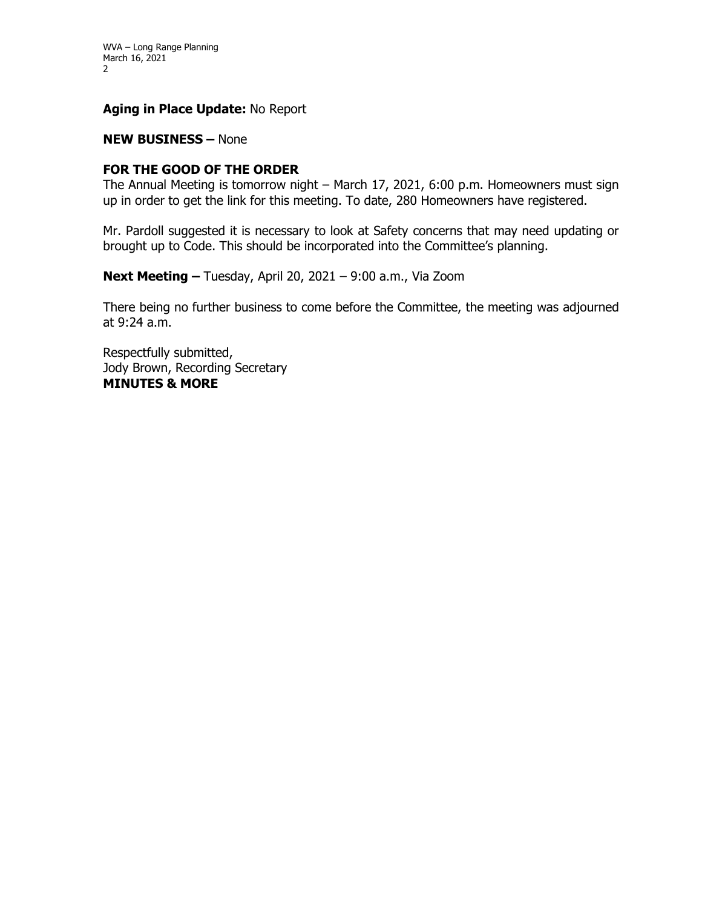**Aging in Place Update:** No Report

**NEW BUSINESS –** None

**FOR THE GOOD OF THE ORDER**

The Annual Meeting is tomorrow night – March 17, 2021, 6:00 p.m. Homeowners must sign up in order to get the link for this meeting. To date, 280 Homeowners have registered.

Mr. Pardoll suggested it is necessary to look at Safety concerns that may need updating or brought up to Code. This should be incorporated into the Committee's planning.

**Next Meeting –** Tuesday, April 20, 2021 – 9:00 a.m., Via Zoom

There being no further business to come before the Committee, the meeting was adjourned at 9:24 a.m.

Respectfully submitted,
Jody Brown, Recording Secretary
**MINUTES & MORE**